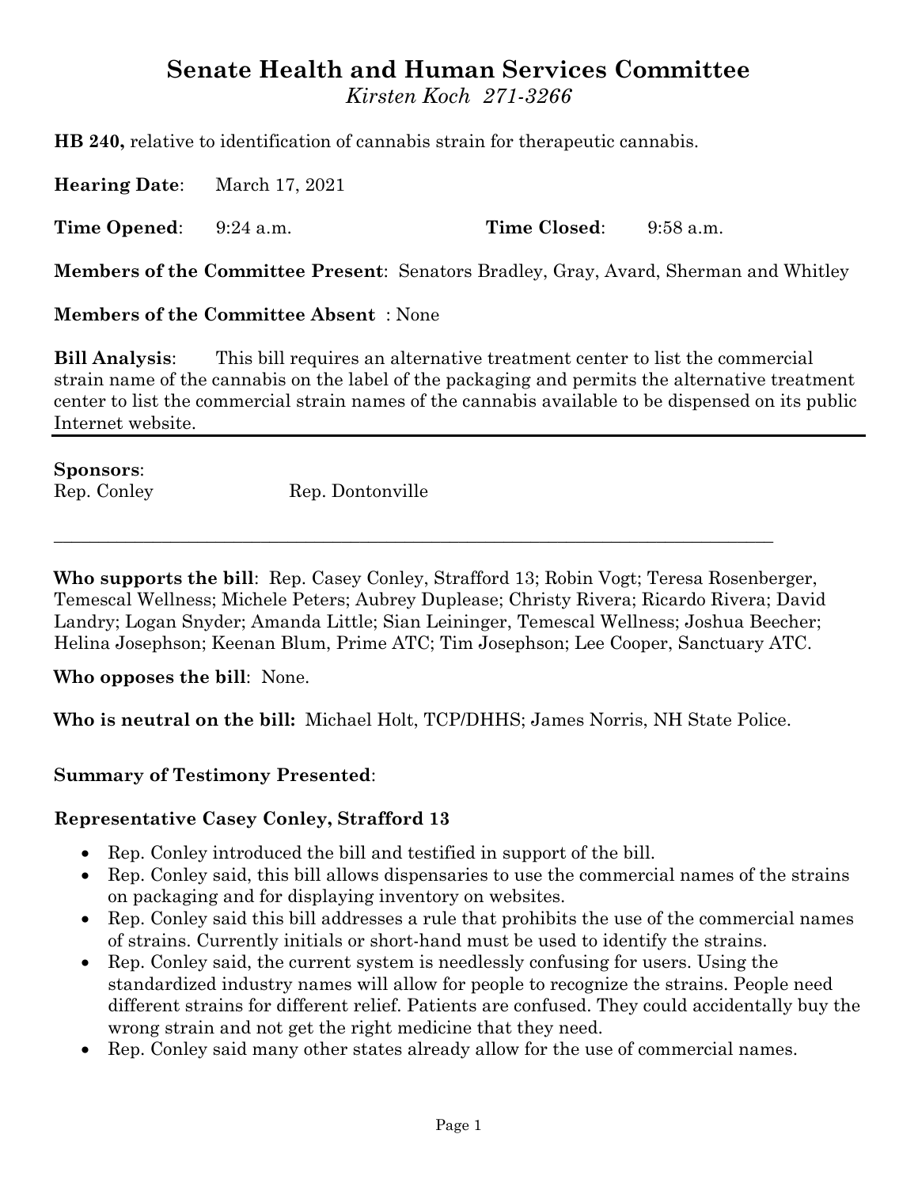# Senate Health and Human Services Committee

*Kirsten Koch 271-3266*

**HB 240,** relative to identification of cannabis strain for therapeutic cannabis.

**Hearing Date**: March 17, 2021

**Time Opened**: 9:24 a.m. **Time Closed**: 9:58 a.m.

**Members of the Committee Present**: Senators Bradley, Gray, Avard, Sherman and Whitley

**Members of the Committee Absent** : None

**Bill Analysis**: This bill requires an alternative treatment center to list the commercial strain name of the cannabis on the label of the packaging and permits the alternative treatment center to list the commercial strain names of the cannabis available to be dispensed on its public Internet website.

---

**Sponsors**:

Rep. Conley Rep. Dontonville

---

**Who supports the bill**: Rep. Casey Conley, Strafford 13; Robin Vogt; Teresa Rosenberger, Temescal Wellness; Michele Peters; Aubrey Duplease; Christy Rivera; Ricardo Rivera; David Landry; Logan Snyder; Amanda Little; Sian Leininger, Temescal Wellness; Joshua Beecher; Helina Josephson; Keenan Blum, Prime ATC; Tim Josephson; Lee Cooper, Sanctuary ATC.

**Who opposes the bill**: None.

**Who is neutral on the bill:** Michael Holt, TCP/DHHS; James Norris, NH State Police.

**Summary of Testimony Presented**:

**Representative Casey Conley, Strafford 13**

- Rep. Conley introduced the bill and testified in support of the bill.
- Rep. Conley said, this bill allows dispensaries to use the commercial names of the strains on packaging and for displaying inventory on websites.
- Rep. Conley said this bill addresses a rule that prohibits the use of the commercial names of strains. Currently initials or short-hand must be used to identify the strains.
- Rep. Conley said, the current system is needlessly confusing for users. Using the standardized industry names will allow for people to recognize the strains. People need different strains for different relief. Patients are confused. They could accidentally buy the wrong strain and not get the right medicine that they need.
- Rep. Conley said many other states already allow for the use of commercial names.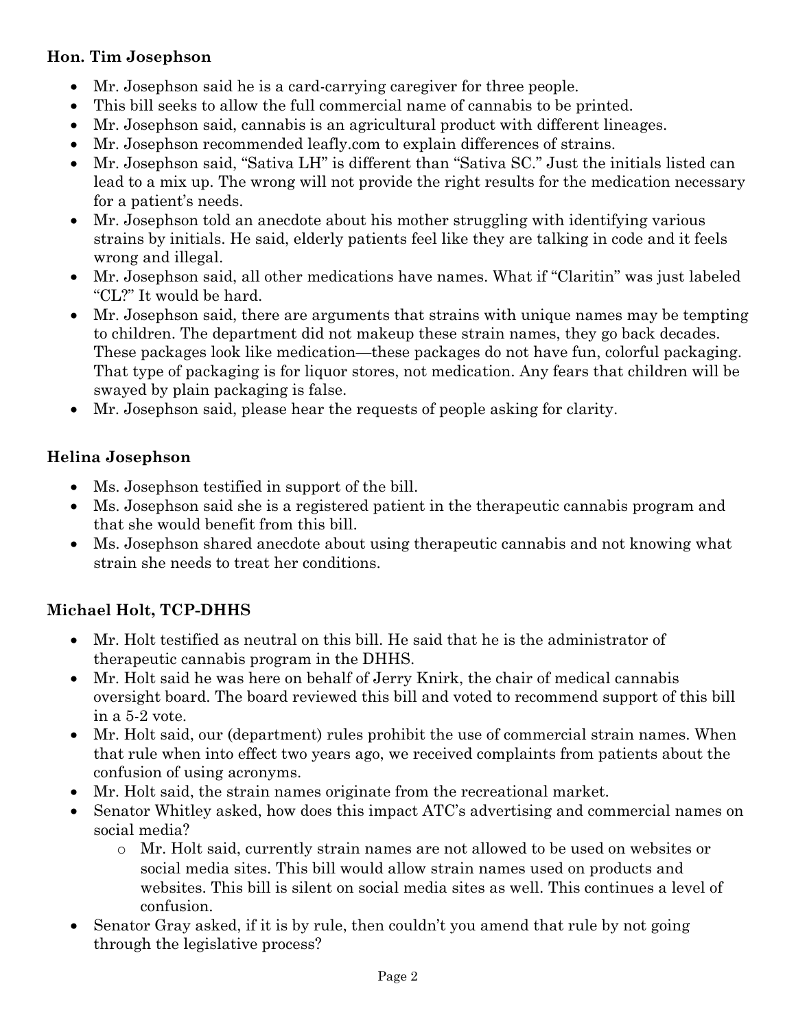**Hon. Tim Josephson**

- Mr. Josephson said he is a card-carrying caregiver for three people.
- This bill seeks to allow the full commercial name of cannabis to be printed.
- Mr. Josephson said, cannabis is an agricultural product with different lineages.
- Mr. Josephson recommended leafly.com to explain differences of strains.
- Mr. Josephson said, "Sativa LH" is different than "Sativa SC." Just the initials listed can lead to a mix up. The wrong will not provide the right results for the medication necessary for a patient's needs.
- Mr. Josephson told an anecdote about his mother struggling with identifying various strains by initials. He said, elderly patients feel like they are talking in code and it feels wrong and illegal.
- Mr. Josephson said, all other medications have names. What if "Claritin" was just labeled "CL?" It would be hard.
- Mr. Josephson said, there are arguments that strains with unique names may be tempting to children. The department did not makeup these strain names, they go back decades. These packages look like medication—these packages do not have fun, colorful packaging. That type of packaging is for liquor stores, not medication. Any fears that children will be swayed by plain packaging is false.
- Mr. Josephson said, please hear the requests of people asking for clarity.

**Helina Josephson**

- Ms. Josephson testified in support of the bill.
- Ms. Josephson said she is a registered patient in the therapeutic cannabis program and that she would benefit from this bill.
- Ms. Josephson shared anecdote about using therapeutic cannabis and not knowing what strain she needs to treat her conditions.

**Michael Holt, TCP-DHHS**

- Mr. Holt testified as neutral on this bill. He said that he is the administrator of therapeutic cannabis program in the DHHS.
- Mr. Holt said he was here on behalf of Jerry Knirk, the chair of medical cannabis oversight board. The board reviewed this bill and voted to recommend support of this bill in a 5-2 vote.
- Mr. Holt said, our (department) rules prohibit the use of commercial strain names. When that rule when into effect two years ago, we received complaints from patients about the confusion of using acronyms.
- Mr. Holt said, the strain names originate from the recreational market.
- Senator Whitley asked, how does this impact ATC's advertising and commercial names on social media?
    - Mr. Holt said, currently strain names are not allowed to be used on websites or social media sites. This bill would allow strain names used on products and websites. This bill is silent on social media sites as well. This continues a level of confusion.
- Senator Gray asked, if it is by rule, then couldn't you amend that rule by not going through the legislative process?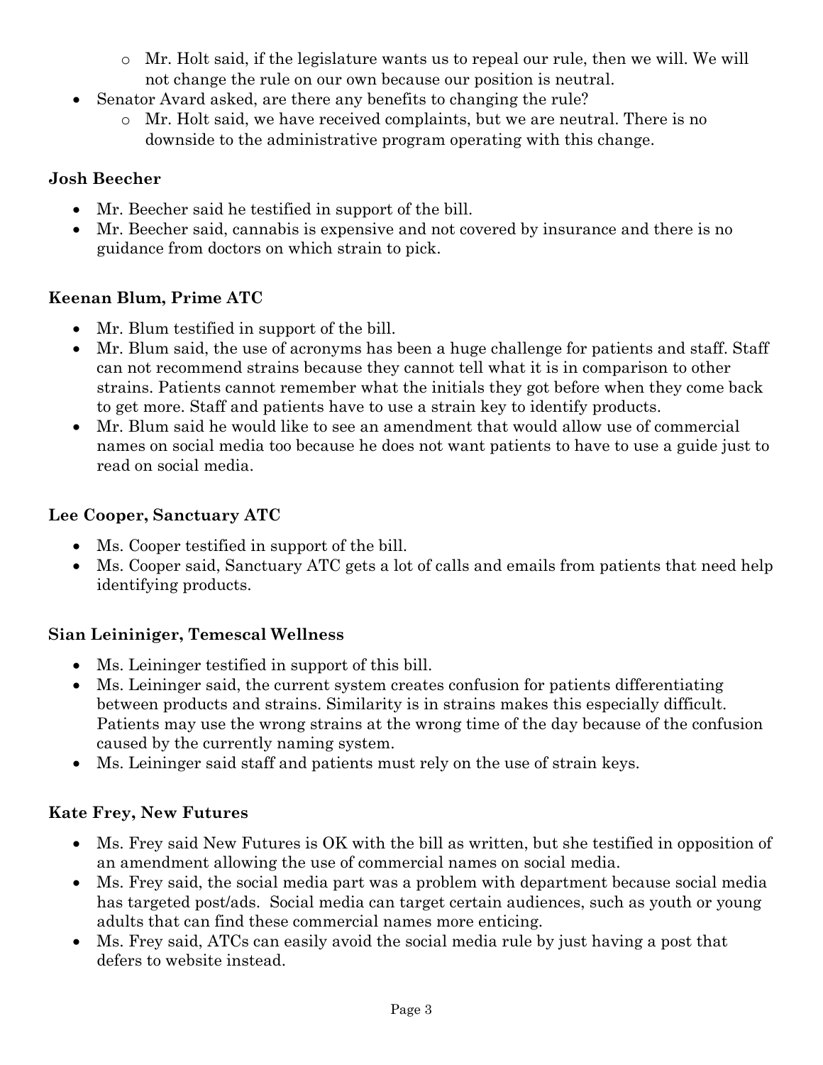- Mr. Holt said, if the legislature wants us to repeal our rule, then we will. We will not change the rule on our own because our position is neutral.
- Senator Avard asked, are there any benefits to changing the rule?
  - Mr. Holt said, we have received complaints, but we are neutral. There is no downside to the administrative program operating with this change.

**Josh Beecher**

- Mr. Beecher said he testified in support of the bill.
- Mr. Beecher said, cannabis is expensive and not covered by insurance and there is no guidance from doctors on which strain to pick.

**Keenan Blum, Prime ATC**

- Mr. Blum testified in support of the bill.
- Mr. Blum said, the use of acronyms has been a huge challenge for patients and staff. Staff can not recommend strains because they cannot tell what it is in comparison to other strains. Patients cannot remember what the initials they got before when they come back to get more. Staff and patients have to use a strain key to identify products.
- Mr. Blum said he would like to see an amendment that would allow use of commercial names on social media too because he does not want patients to have to use a guide just to read on social media.

**Lee Cooper, Sanctuary ATC**

- Ms. Cooper testified in support of the bill.
- Ms. Cooper said, Sanctuary ATC gets a lot of calls and emails from patients that need help identifying products.

**Sian Leininiger, Temescal Wellness**

- Ms. Leininger testified in support of this bill.
- Ms. Leininger said, the current system creates confusion for patients differentiating between products and strains. Similarity is in strains makes this especially difficult. Patients may use the wrong strains at the wrong time of the day because of the confusion caused by the currently naming system.
- Ms. Leininger said staff and patients must rely on the use of strain keys.

**Kate Frey, New Futures**

- Ms. Frey said New Futures is OK with the bill as written, but she testified in opposition of an amendment allowing the use of commercial names on social media.
- Ms. Frey said, the social media part was a problem with department because social media has targeted post/ads. Social media can target certain audiences, such as youth or young adults that can find these commercial names more enticing.
- Ms. Frey said, ATCs can easily avoid the social media rule by just having a post that defers to website instead.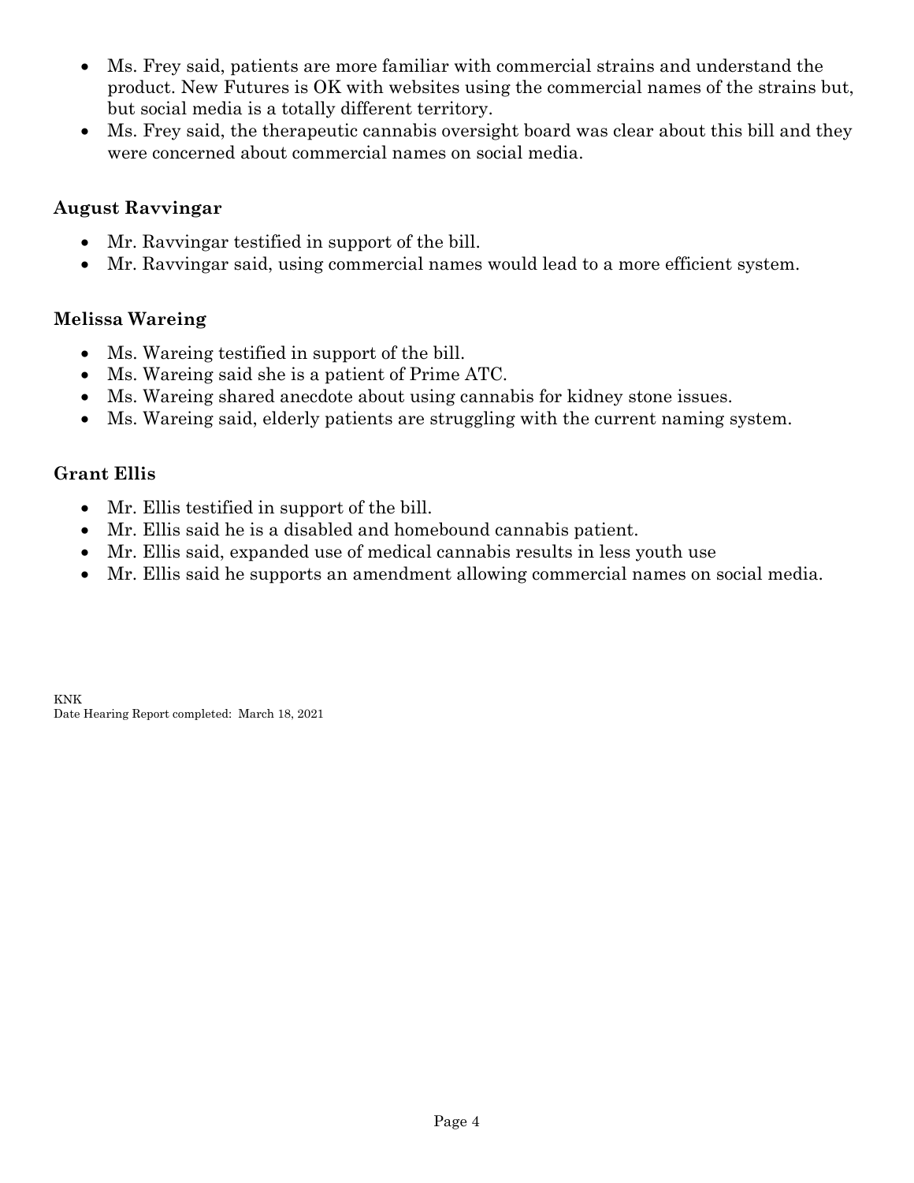- Ms. Frey said, patients are more familiar with commercial strains and understand the product. New Futures is OK with websites using the commercial names of the strains but, but social media is a totally different territory.
- Ms. Frey said, the therapeutic cannabis oversight board was clear about this bill and they were concerned about commercial names on social media.

### August Ravvingar

- Mr. Ravvingar testified in support of the bill.
- Mr. Ravvingar said, using commercial names would lead to a more efficient system.

### Melissa Wareing

- Ms. Wareing testified in support of the bill.
- Ms. Wareing said she is a patient of Prime ATC.
- Ms. Wareing shared anecdote about using cannabis for kidney stone issues.
- Ms. Wareing said, elderly patients are struggling with the current naming system.

### Grant Ellis

- Mr. Ellis testified in support of the bill.
- Mr. Ellis said he is a disabled and homebound cannabis patient.
- Mr. Ellis said, expanded use of medical cannabis results in less youth use
- Mr. Ellis said he supports an amendment allowing commercial names on social media.

KNK
Date Hearing Report completed: March 18, 2021